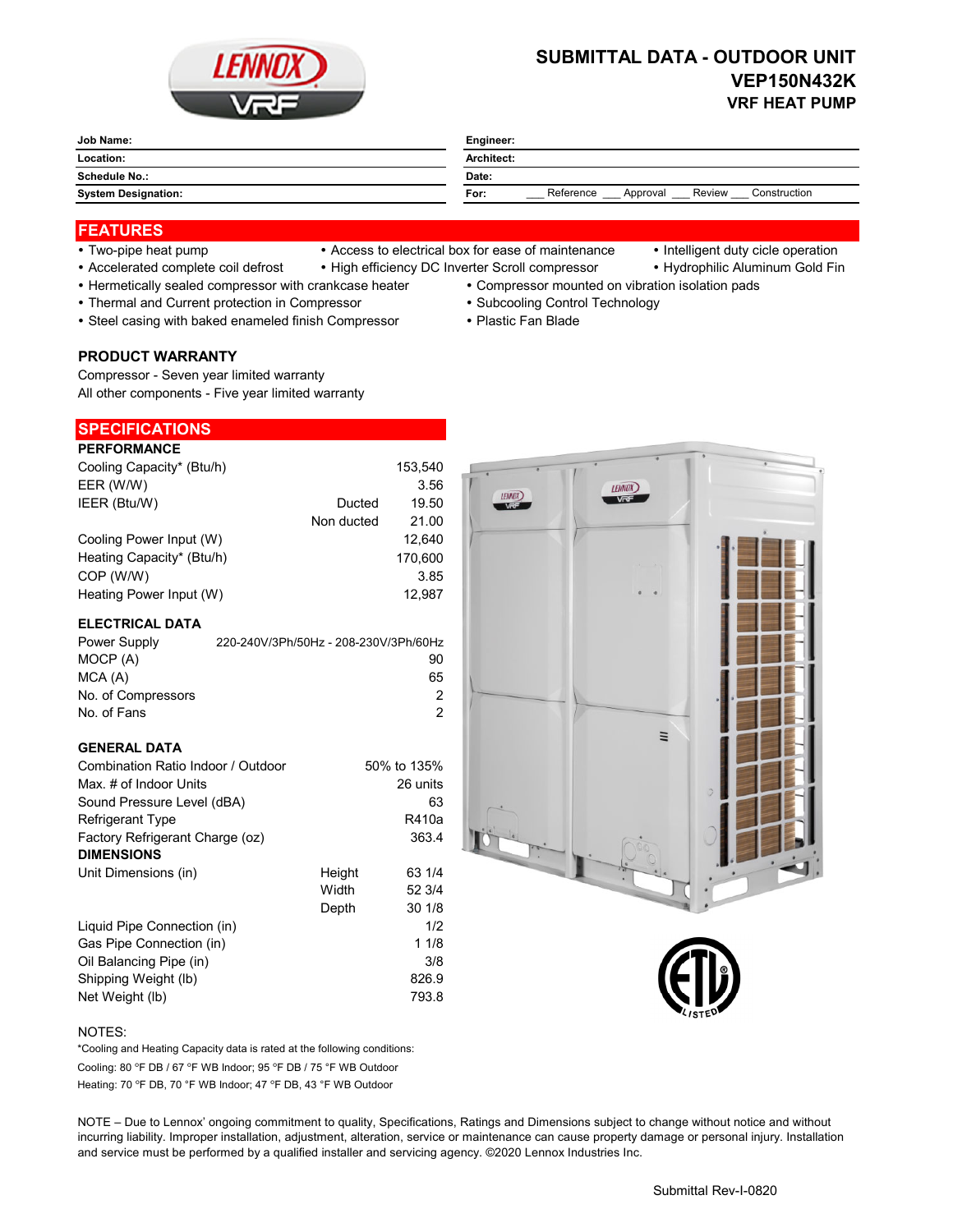# SUBMITTAL DATA - OUTDOOR UNIT
## VEP150N432K
### VRF HEAT PUMP

| Job Name: | Engineer: |
|---|---|
| Location: | Architect: |
| Schedule No.: | Date: |
| System Designation: | For: ___ Reference ___ Approval ___ Review ___ Construction |

## FEATURES

- Two-pipe heat pump
- Access to electrical box for ease of maintenance
- Intelligent duty cicle operation
- Accelerated complete coil defrost
- High efficiency DC Inverter Scroll compressor
- Hydrophilic Aluminum Gold Fin
- Hermetically sealed compressor with crankcase heater
- Compressor mounted on vibration isolation pads
- Thermal and Current protection in Compressor
- Subcooling Control Technology
- Steel casing with baked enameled finish Compressor
- Plastic Fan Blade

### PRODUCT WARRANTY

Compressor - Seven year limited warranty
All other components - Five year limited warranty

## SPECIFICATIONS

### PERFORMANCE

| | | |
|---|---|---|
| Cooling Capacity* (Btu/h) | | 153,540 |
| EER (W/W) | | 3.56 |
| IEER (Btu/W) | Ducted | 19.50 |
| | Non ducted | 21.00 |
| Cooling Power Input (W) | | 12,640 |
| Heating Capacity* (Btu/h) | | 170,600 |
| COP (W/W) | | 3.85 |
| Heating Power Input (W) | | 12,987 |

### ELECTRICAL DATA

| | |
|---|---|
| Power Supply | 220-240V/3Ph/50Hz - 208-230V/3Ph/60Hz |
| MOCP (A) | 90 |
| MCA (A) | 65 |
| No. of Compressors | 2 |
| No. of Fans | 2 |

### GENERAL DATA

| | | |
|---|---|---|
| Combination Ratio Indoor / Outdoor | | 50% to 135% |
| Max. # of Indoor Units | | 26 units |
| Sound Pressure Level (dBA) | | 63 |
| Refrigerant Type | | R410a |
| Factory Refrigerant Charge (oz) | | 363.4 |

### DIMENSIONS

| | | |
|---|---|---|
| Unit Dimensions (in) | Height | 63 1/4 |
| | Width | 52 3/4 |
| | Depth | 30 1/8 |
| Liquid Pipe Connection (in) | | 1/2 |
| Gas Pipe Connection (in) | | 1 1/8 |
| Oil Balancing Pipe (in) | | 3/8 |
| Shipping Weight (lb) | | 826.9 |
| Net Weight (lb) | | 793.8 |

NOTES:

*Cooling and Heating Capacity data is rated at the following conditions:

Cooling: 80 °F DB / 67 °F WB Indoor; 95 °F DB / 75 °F WB Outdoor

Heating: 70 °F DB, 70 °F WB Indoor; 47 °F DB, 43 °F WB Outdoor

NOTE – Due to Lennox' ongoing commitment to quality, Specifications, Ratings and Dimensions subject to change without notice and without incurring liability. Improper installation, adjustment, alteration, service or maintenance can cause property damage or personal injury. Installation and service must be performed by a qualified installer and servicing agency. ©2020 Lennox Industries Inc.

Submittal Rev-I-0820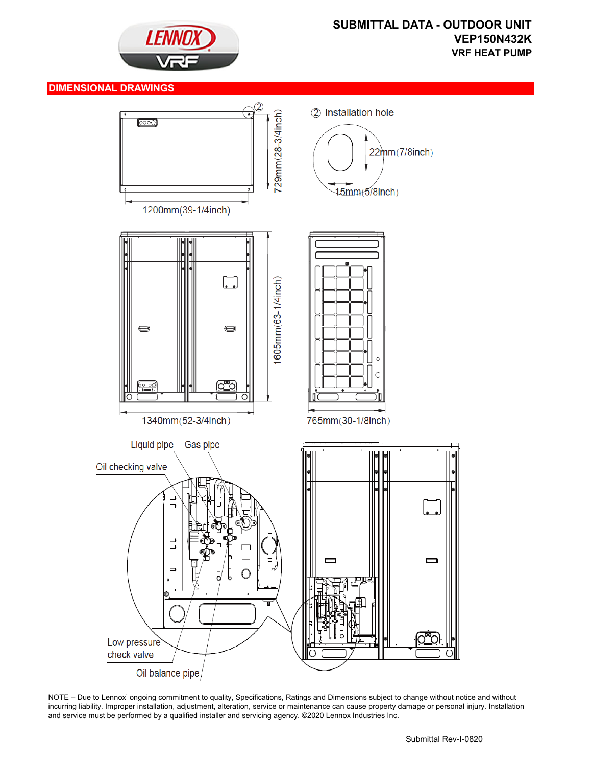# SUBMITTAL DATA - OUTDOOR UNIT
## VEP150N432K
### VRF HEAT PUMP

## DIMENSIONAL DRAWINGS

② Installation hole

22mm(7/8inch)

15mm(5/8inch)

729mm(28-3/4inch)

1200mm(39-1/4inch)

1605mm(63-1/4inch)

1340mm(52-3/4inch)

765mm(30-1/8inch)

Liquid pipe

Gas pipe

Oil checking valve

Low pressure check valve

Oil balance pipe

NOTE – Due to Lennox' ongoing commitment to quality, Specifications, Ratings and Dimensions subject to change without notice and without incurring liability. Improper installation, adjustment, alteration, service or maintenance can cause property damage or personal injury. Installation and service must be performed by a qualified installer and servicing agency. ©2020 Lennox Industries Inc.

Submittal Rev-I-0820